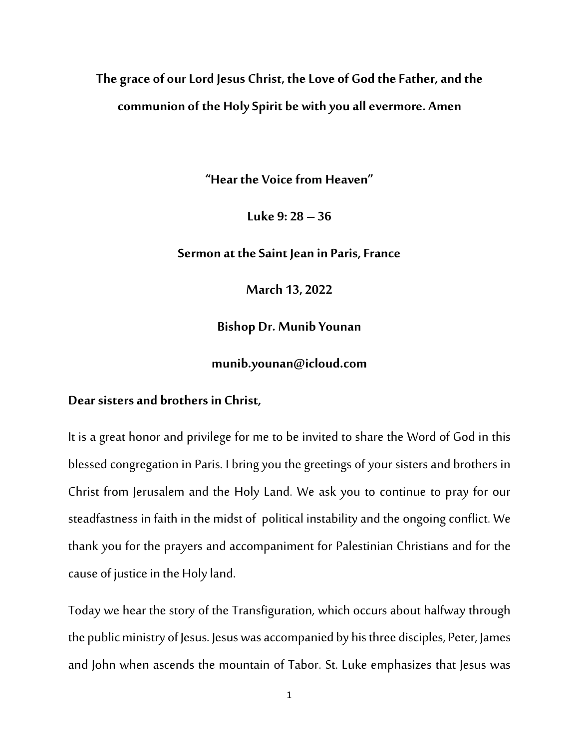**The grace of our Lord Jesus Christ, the Love of God the Father, and the communion of the Holy Spirit be with you all evermore. Amen**

# "Hear the Voice from Heaven"

**Luke 9: 28 – 36**

**Sermon at the Saint Jean in Paris, France**

**March 13, 2022**

**Bishop Dr. Munib Younan**

**munib.younan@icloud.com**

**Dear sisters and brothers in Christ,**

It is a great honor and privilege for me to be invited to share the Word of God in this blessed congregation in Paris. I bring you the greetings of your sisters and brothers in Christ from Jerusalem and the Holy Land. We ask you to continue to pray for our steadfastness in faith in the midst of political instability and the ongoing conflict. We thank you for the prayers and accompaniment for Palestinian Christians and for the cause of justice in the Holy land.

Today we hear the story of the Transfiguration, which occurs about halfway through the public ministry of Jesus. Jesus was accompanied by his three disciples, Peter, James and John when ascends the mountain of Tabor. St. Luke emphasizes that Jesus was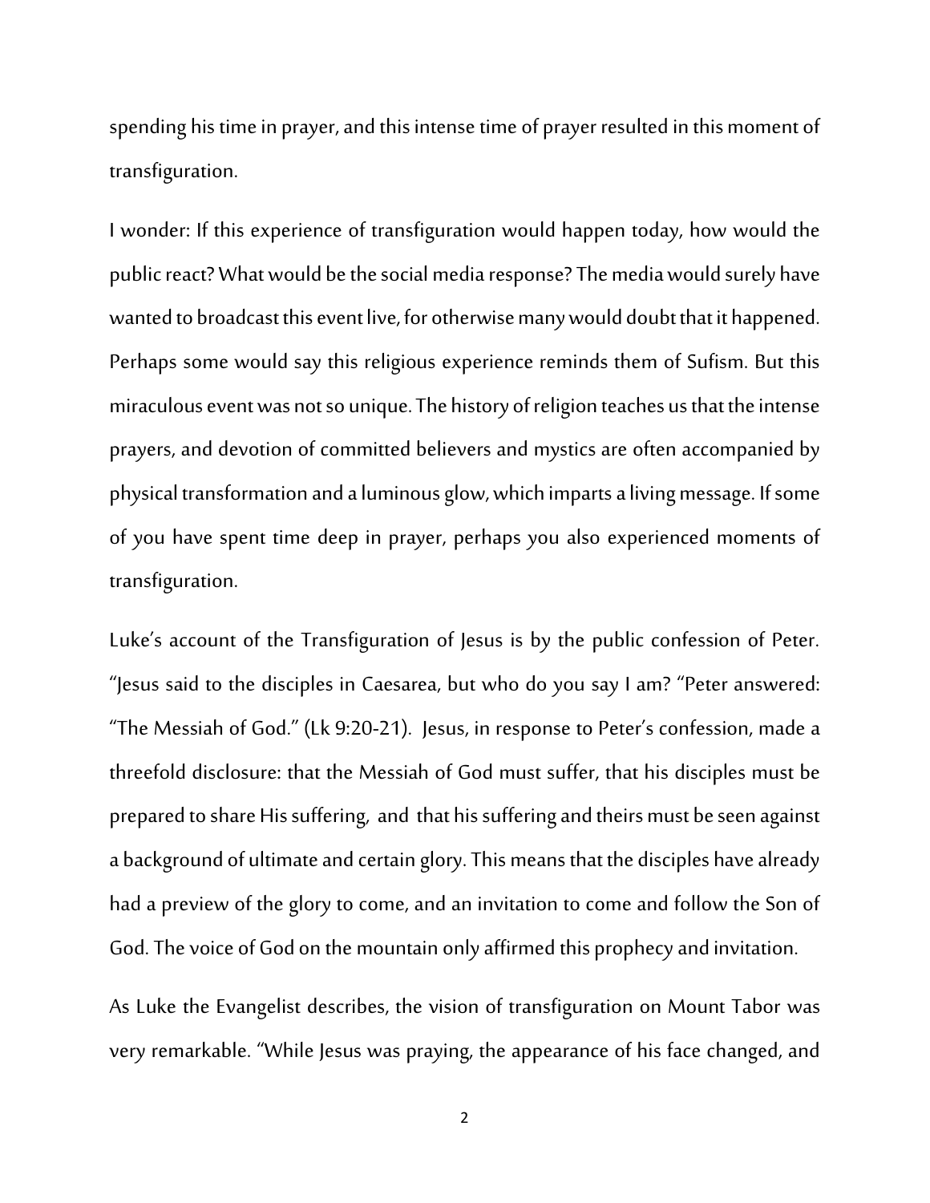spending his time in prayer, and this intense time of prayer resulted in this moment of transfiguration.

I wonder: If this experience of transfiguration would happen today, how would the public react? What would be the social media response? The media would surely have wanted to broadcast this event live, for otherwise many would doubt that it happened. Perhaps some would say this religious experience reminds them of Sufism. But this miraculous event was not so unique. The history of religion teaches us that the intense prayers, and devotion of committed believers and mystics are often accompanied by physical transformation and a luminous glow, which imparts a living message. If some of you have spent time deep in prayer, perhaps you also experienced moments of transfiguration.

Luke's account of the Transfiguration of Jesus is by the public confession of Peter. "Jesus said to the disciples in Caesarea, but who do you say I am? "Peter answered: "The Messiah of God." (Lk 9:20-21). Jesus, in response to Peter's confession, made a threefold disclosure: that the Messiah of God must suffer, that his disciples must be prepared to share His suffering, and that his suffering and theirs must be seen against a background of ultimate and certain glory. This means that the disciples have already had a preview of the glory to come, and an invitation to come and follow the Son of God. The voice of God on the mountain only affirmed this prophecy and invitation.

As Luke the Evangelist describes, the vision of transfiguration on Mount Tabor was very remarkable. "While Jesus was praying, the appearance of his face changed, and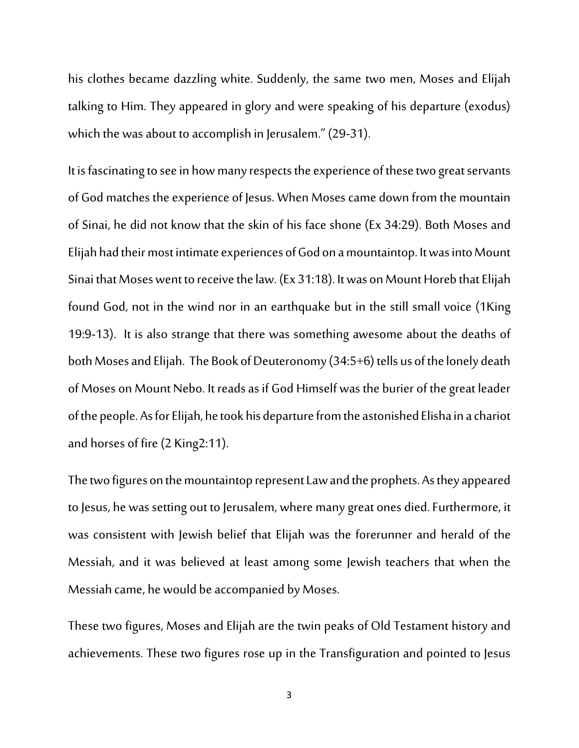his clothes became dazzling white. Suddenly, the same two men, Moses and Elijah talking to Him. They appeared in glory and were speaking of his departure (exodus) which the was about to accomplish in Jerusalem." (29-31).

It is fascinating to see in how many respects the experience of these two great servants of God matches the experience of Jesus. When Moses came down from the mountain of Sinai, he did not know that the skin of his face shone (Ex 34:29). Both Moses and Elijah had their most intimate experiences of God on a mountaintop. It was into Mount Sinai that Moses went to receive the law. (Ex 31:18). It was on Mount Horeb that Elijah found God, not in the wind nor in an earthquake but in the still small voice (1King 19:9-13). It is also strange that there was something awesome about the deaths of both Moses and Elijah. The Book of Deuteronomy (34:5+6) tells us of the lonely death of Moses on Mount Nebo. It reads as if God Himself was the burier of the great leader of the people. As for Elijah, he took his departure from the astonished Elisha in a chariot and horses of fire (2 King2:11).

The two figures on the mountaintop represent Law and the prophets. As they appeared to Jesus, he was setting out to Jerusalem, where many great ones died. Furthermore, it was consistent with Jewish belief that Elijah was the forerunner and herald of the Messiah, and it was believed at least among some Jewish teachers that when the Messiah came, he would be accompanied by Moses.

These two figures, Moses and Elijah are the twin peaks of Old Testament history and achievements. These two figures rose up in the Transfiguration and pointed to Jesus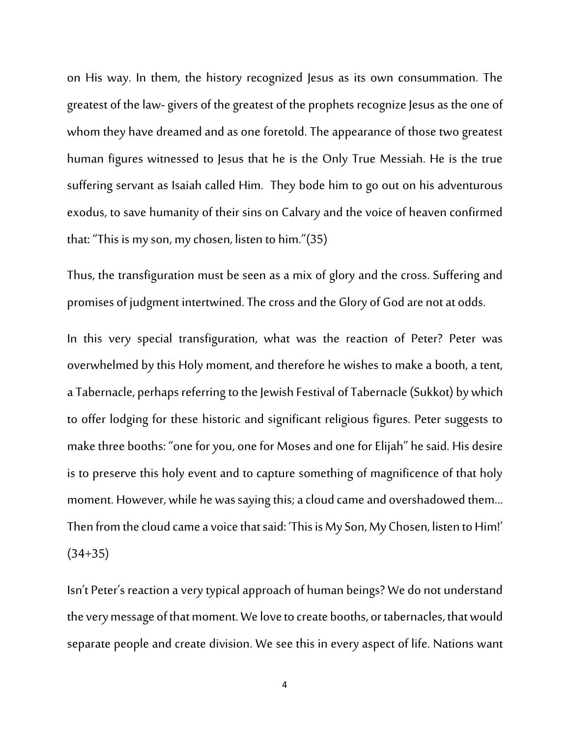on His way. In them, the history recognized Jesus as its own consummation. The greatest of the law- givers of the greatest of the prophets recognize Jesus as the one of whom they have dreamed and as one foretold. The appearance of those two greatest human figures witnessed to Jesus that he is the Only True Messiah. He is the true suffering servant as Isaiah called Him. They bode him to go out on his adventurous exodus, to save humanity of their sins on Calvary and the voice of heaven confirmed that: "This is my son, my chosen, listen to him."(35)

Thus, the transfiguration must be seen as a mix of glory and the cross. Suffering and promises of judgment intertwined. The cross and the Glory of God are not at odds.

In this very special transfiguration, what was the reaction of Peter? Peter was overwhelmed by this Holy moment, and therefore he wishes to make a booth, a tent, a Tabernacle, perhaps referring to the Jewish Festival of Tabernacle (Sukkot) by which to offer lodging for these historic and significant religious figures. Peter suggests to make three booths: "one for you, one for Moses and one for Elijah" he said. His desire is to preserve this holy event and to capture something of magnificence of that holy moment. However, while he was saying this; a cloud came and overshadowed them… Then from the cloud came a voice that said: 'This is My Son, My Chosen, listen to Him!' (34+35)

Isn't Peter's reaction a very typical approach of human beings? We do not understand the very message of that moment. We love to create booths, or tabernacles, that would separate people and create division. We see this in every aspect of life. Nations want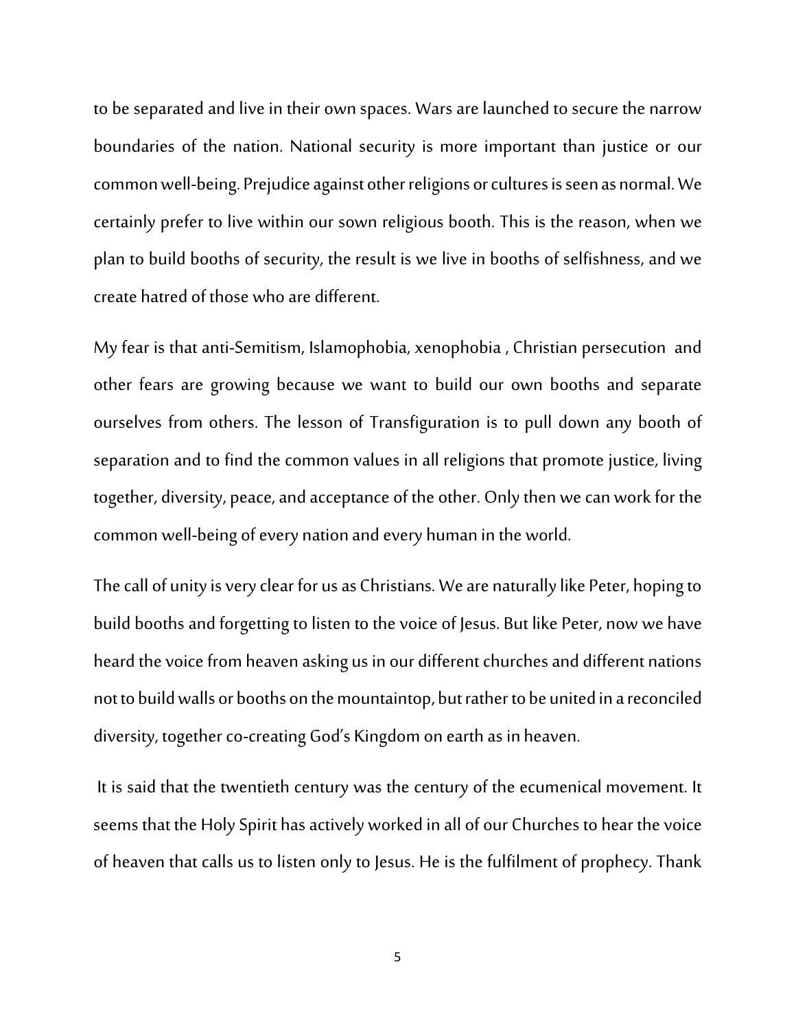to be separated and live in their own spaces. Wars are launched to secure the narrow boundaries of the nation. National security is more important than justice or our common well-being. Prejudice against other religions or cultures is seen as normal. We certainly prefer to live within our sown religious booth. This is the reason, when we plan to build booths of security, the result is we live in booths of selfishness, and we create hatred of those who are different.

My fear is that anti-Semitism, Islamophobia, xenophobia , Christian persecution and other fears are growing because we want to build our own booths and separate ourselves from others. The lesson of Transfiguration is to pull down any booth of separation and to find the common values in all religions that promote justice, living together, diversity, peace, and acceptance of the other. Only then we can work for the common well-being of every nation and every human in the world.

The call of unity is very clear for us as Christians. We are naturally like Peter, hoping to build booths and forgetting to listen to the voice of Jesus. But like Peter, now we have heard the voice from heaven asking us in our different churches and different nations not to build walls or booths on the mountaintop, but rather to be united in a reconciled diversity, together co-creating God's Kingdom on earth as in heaven.

It is said that the twentieth century was the century of the ecumenical movement. It seems that the Holy Spirit has actively worked in all of our Churches to hear the voice of heaven that calls us to listen only to Jesus. He is the fulfilment of prophecy. Thank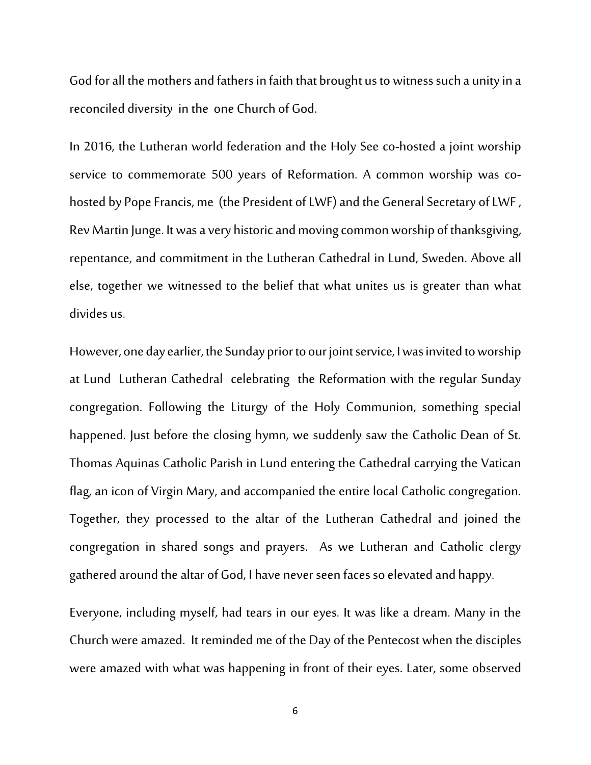God for all the mothers and fathers in faith that brought us to witness such a unity in a reconciled diversity in the one Church of God.

In 2016, the Lutheran world federation and the Holy See co-hosted a joint worship service to commemorate 500 years of Reformation. A common worship was co-hosted by Pope Francis, me (the President of LWF) and the General Secretary of LWF , Rev Martin Junge. It was a very historic and moving common worship of thanksgiving, repentance, and commitment in the Lutheran Cathedral in Lund, Sweden. Above all else, together we witnessed to the belief that what unites us is greater than what divides us.

However, one day earlier, the Sunday prior to our joint service, I was invited to worship at Lund Lutheran Cathedral celebrating the Reformation with the regular Sunday congregation. Following the Liturgy of the Holy Communion, something special happened. Just before the closing hymn, we suddenly saw the Catholic Dean of St. Thomas Aquinas Catholic Parish in Lund entering the Cathedral carrying the Vatican flag, an icon of Virgin Mary, and accompanied the entire local Catholic congregation. Together, they processed to the altar of the Lutheran Cathedral and joined the congregation in shared songs and prayers. As we Lutheran and Catholic clergy gathered around the altar of God, I have never seen faces so elevated and happy.

Everyone, including myself, had tears in our eyes. It was like a dream. Many in the Church were amazed. It reminded me of the Day of the Pentecost when the disciples were amazed with what was happening in front of their eyes. Later, some observed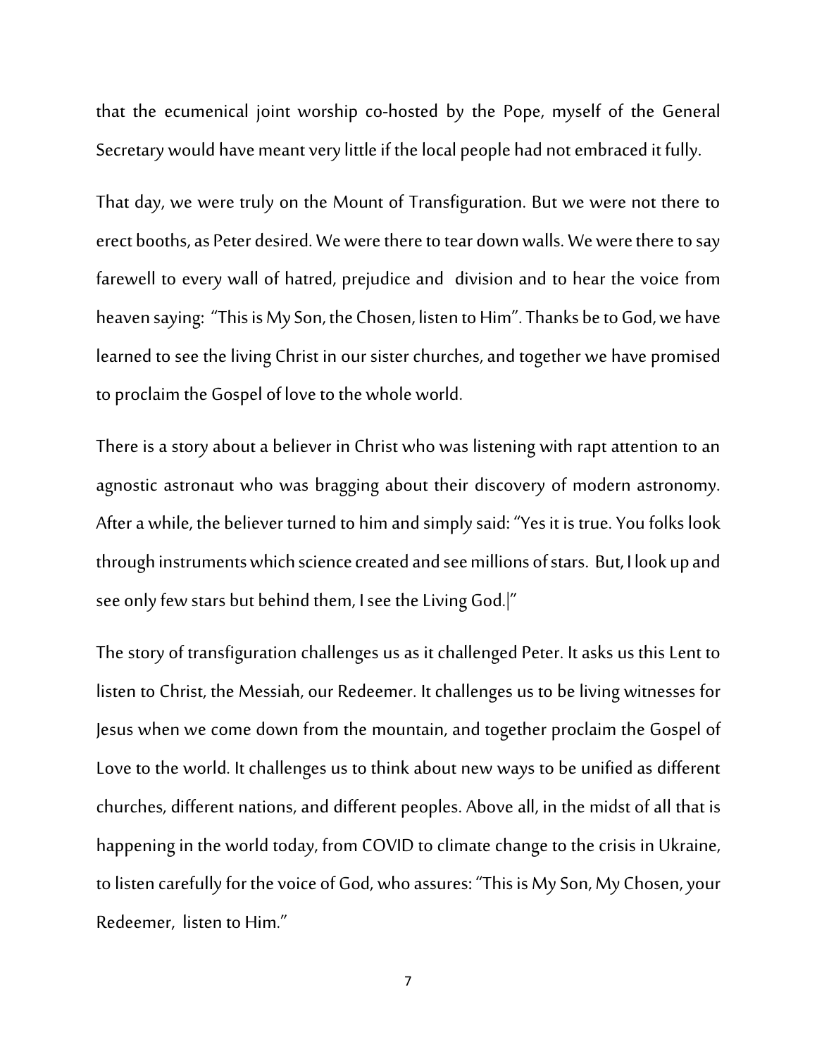that the ecumenical joint worship co-hosted by the Pope, myself of the General Secretary would have meant very little if the local people had not embraced it fully.

That day, we were truly on the Mount of Transfiguration. But we were not there to erect booths, as Peter desired. We were there to tear down walls. We were there to say farewell to every wall of hatred, prejudice and division and to hear the voice from heaven saying: "This is My Son, the Chosen, listen to Him". Thanks be to God, we have learned to see the living Christ in our sister churches, and together we have promised to proclaim the Gospel of love to the whole world.

There is a story about a believer in Christ who was listening with rapt attention to an agnostic astronaut who was bragging about their discovery of modern astronomy. After a while, the believer turned to him and simply said: "Yes it is true. You folks look through instruments which science created and see millions of stars. But, I look up and see only few stars but behind them, I see the Living God.|"

The story of transfiguration challenges us as it challenged Peter. It asks us this Lent to listen to Christ, the Messiah, our Redeemer. It challenges us to be living witnesses for Jesus when we come down from the mountain, and together proclaim the Gospel of Love to the world. It challenges us to think about new ways to be unified as different churches, different nations, and different peoples. Above all, in the midst of all that is happening in the world today, from COVID to climate change to the crisis in Ukraine, to listen carefully for the voice of God, who assures: "This is My Son, My Chosen, your Redeemer, listen to Him."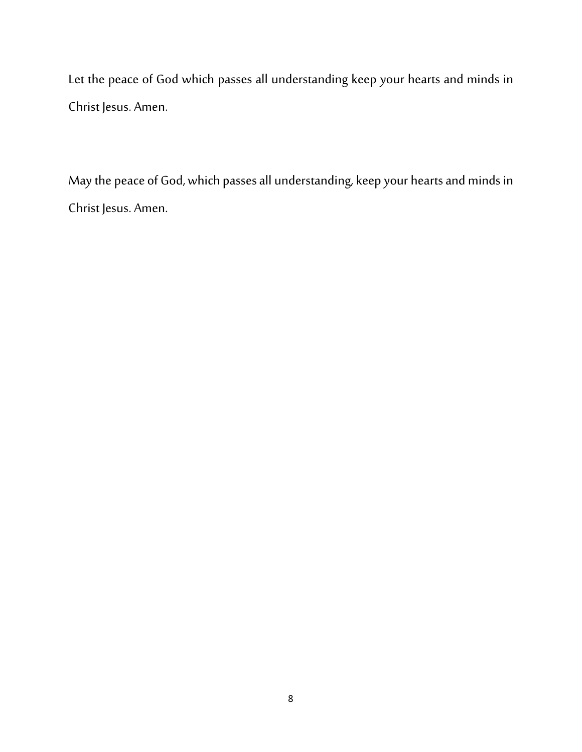Let the peace of God which passes all understanding keep your hearts and minds in Christ Jesus. Amen.

May the peace of God, which passes all understanding, keep your hearts and minds in Christ Jesus. Amen.